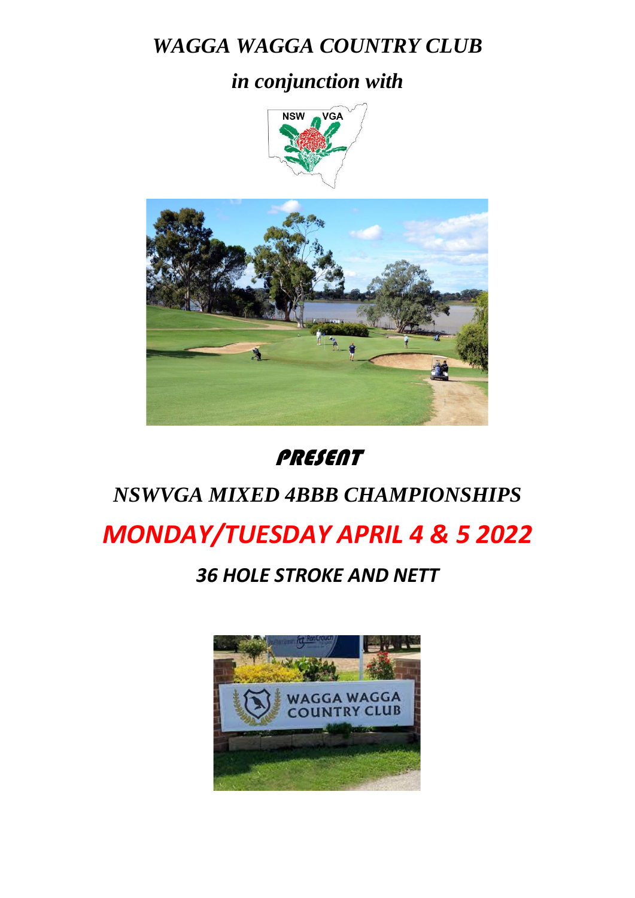# *WAGGA WAGGA COUNTRY CLUB*

## *in conjunction with*

# PRESENT

## *NSWVGA MIXED 4BBB CHAMPIONSHIPS*

# *MONDAY/TUESDAY APRIL 4 & 5 2022*

## *36 HOLE STROKE AND NETT*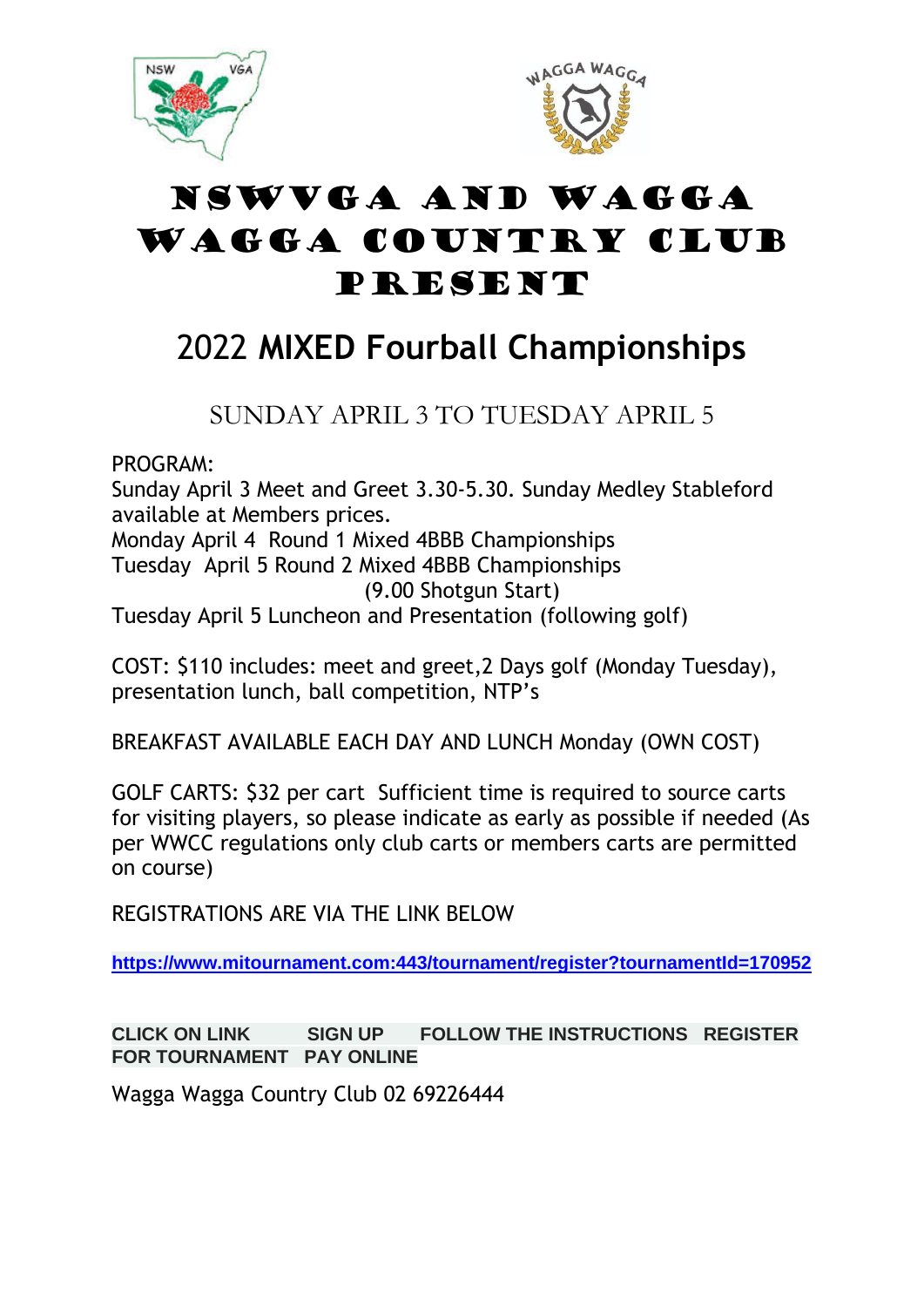# NSWVGA AND WAGGA WAGGA COUNTRY CLUB PRESENT

## 2022 MIXED Fourball Championships

SUNDAY APRIL 3 TO TUESDAY APRIL 5

PROGRAM:
Sunday April 3 Meet and Greet 3.30-5.30. Sunday Medley Stableford available at Members prices.
Monday April 4 Round 1 Mixed 4BBB Championships
Tuesday April 5 Round 2 Mixed 4BBB Championships
(9.00 Shotgun Start)
Tuesday April 5 Luncheon and Presentation (following golf)

COST: $110 includes: meet and greet,2 Days golf (Monday Tuesday), presentation lunch, ball competition, NTP's

BREAKFAST AVAILABLE EACH DAY AND LUNCH Monday (OWN COST)

GOLF CARTS: $32 per cart Sufficient time is required to source carts for visiting players, so please indicate as early as possible if needed (As per WWCC regulations only club carts or members carts are permitted on course)

REGISTRATIONS ARE VIA THE LINK BELOW

https://www.mitournament.com:443/tournament/register?tournamentId=170952

**CLICK ON LINK SIGN UP FOLLOW THE INSTRUCTIONS REGISTER FOR TOURNAMENT PAY ONLINE**

Wagga Wagga Country Club 02 69226444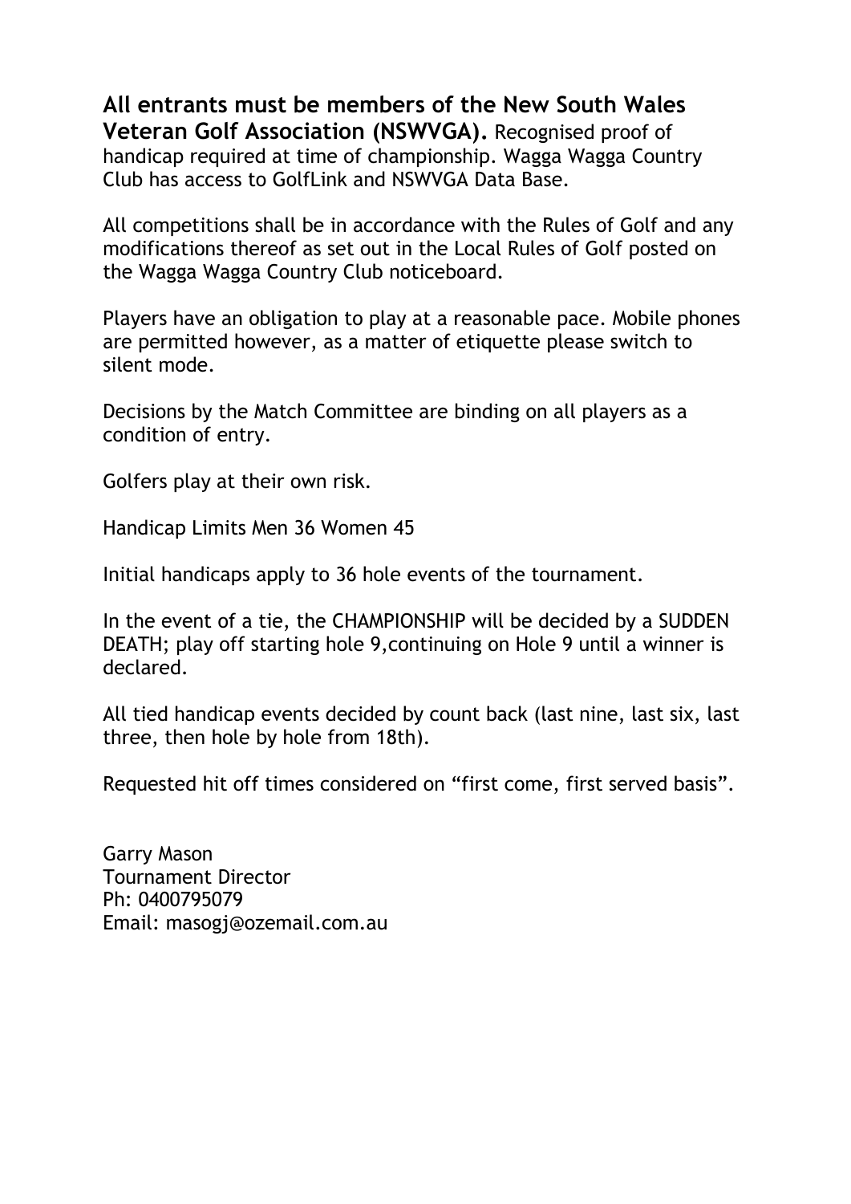**All entrants must be members of the New South Wales Veteran Golf Association (NSWVGA).** Recognised proof of handicap required at time of championship. Wagga Wagga Country Club has access to GolfLink and NSWVGA Data Base.

All competitions shall be in accordance with the Rules of Golf and any modifications thereof as set out in the Local Rules of Golf posted on the Wagga Wagga Country Club noticeboard.

Players have an obligation to play at a reasonable pace. Mobile phones are permitted however, as a matter of etiquette please switch to silent mode.

Decisions by the Match Committee are binding on all players as a condition of entry.

Golfers play at their own risk.

Handicap Limits Men 36 Women 45

Initial handicaps apply to 36 hole events of the tournament.

In the event of a tie, the CHAMPIONSHIP will be decided by a SUDDEN DEATH; play off starting hole 9,continuing on Hole 9 until a winner is declared.

All tied handicap events decided by count back (last nine, last six, last three, then hole by hole from 18th).

Requested hit off times considered on “first come, first served basis”.

Garry Mason
Tournament Director
Ph: 0400795079
Email: masogj@ozemail.com.au